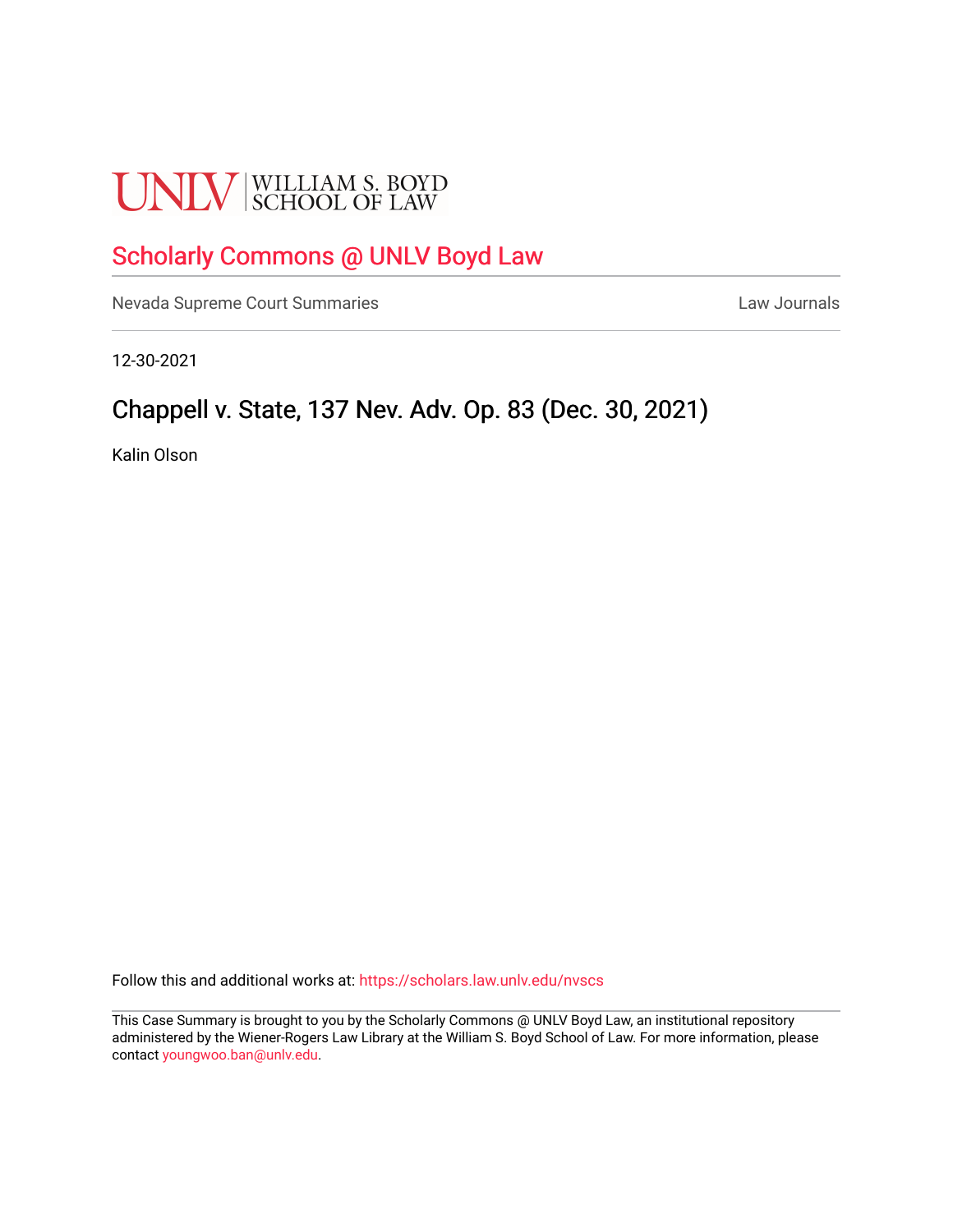UNLV | WILLIAM S. BOYD SCHOOL OF LAW

## Scholarly Commons @ UNLV Boyd Law

Nevada Supreme Court Summaries | Law Journals

12-30-2021

# Chappell v. State, 137 Nev. Adv. Op. 83 (Dec. 30, 2021)

Kalin Olson

Follow this and additional works at: https://scholars.law.unlv.edu/nvscs

This Case Summary is brought to you by the Scholarly Commons @ UNLV Boyd Law, an institutional repository administered by the Wiener-Rogers Law Library at the William S. Boyd School of Law. For more information, please contact youngwoo.ban@unlv.edu.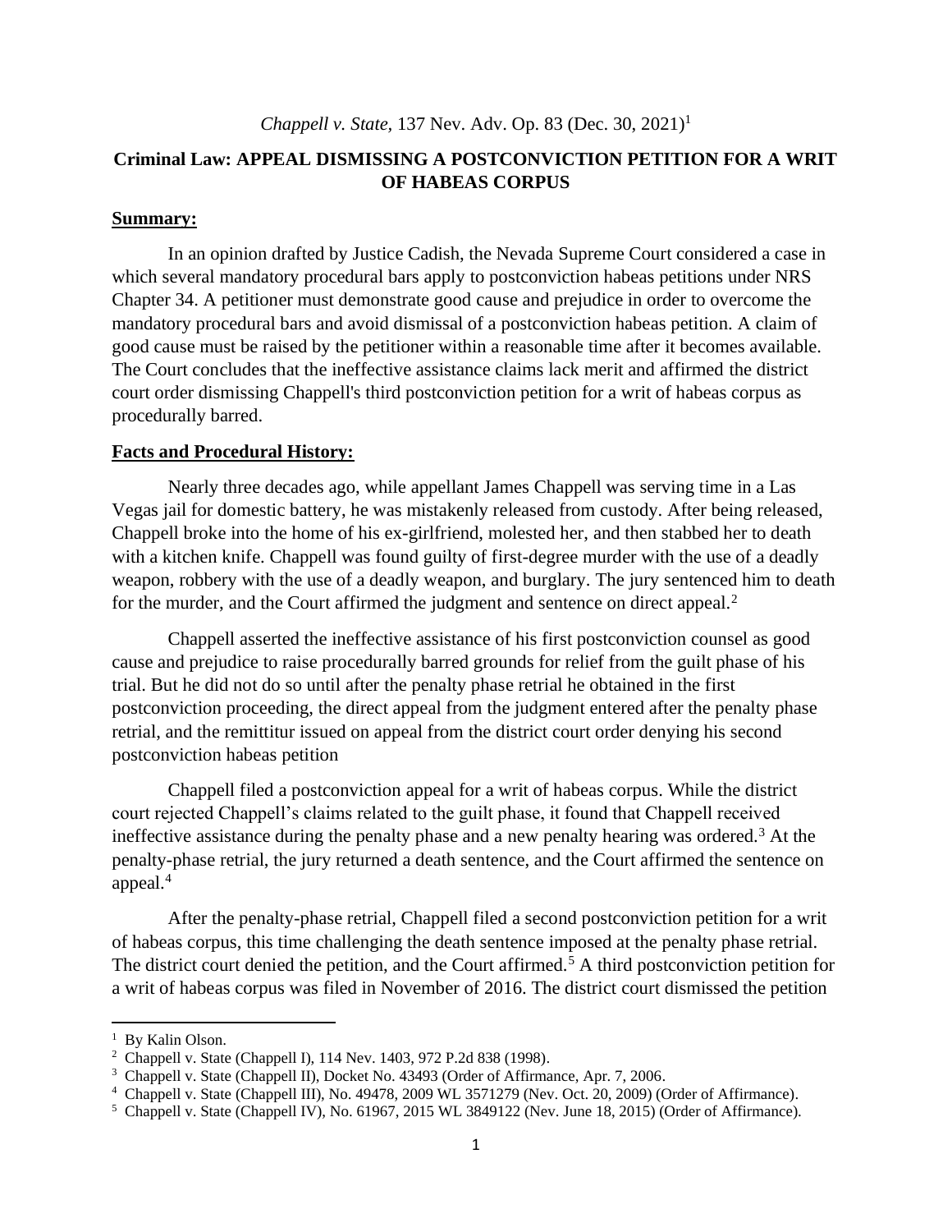*Chappell v. State,* 137 Nev. Adv. Op. 83 (Dec. 30, 2021)[1]

## Criminal Law: APPEAL DISMISSING A POSTCONVICTION PETITION FOR A WRIT OF HABEAS CORPUS

### Summary:

In an opinion drafted by Justice Cadish, the Nevada Supreme Court considered a case in which several mandatory procedural bars apply to postconviction habeas petitions under NRS Chapter 34. A petitioner must demonstrate good cause and prejudice in order to overcome the mandatory procedural bars and avoid dismissal of a postconviction habeas petition. A claim of good cause must be raised by the petitioner within a reasonable time after it becomes available. The Court concludes that the ineffective assistance claims lack merit and affirmed the district court order dismissing Chappell's third postconviction petition for a writ of habeas corpus as procedurally barred.

### Facts and Procedural History:

Nearly three decades ago, while appellant James Chappell was serving time in a Las Vegas jail for domestic battery, he was mistakenly released from custody. After being released, Chappell broke into the home of his ex-girlfriend, molested her, and then stabbed her to death with a kitchen knife. Chappell was found guilty of first-degree murder with the use of a deadly weapon, robbery with the use of a deadly weapon, and burglary. The jury sentenced him to death for the murder, and the Court affirmed the judgment and sentence on direct appeal.[2]

Chappell asserted the ineffective assistance of his first postconviction counsel as good cause and prejudice to raise procedurally barred grounds for relief from the guilt phase of his trial. But he did not do so until after the penalty phase retrial he obtained in the first postconviction proceeding, the direct appeal from the judgment entered after the penalty phase retrial, and the remittitur issued on appeal from the district court order denying his second postconviction habeas petition

Chappell filed a postconviction appeal for a writ of habeas corpus. While the district court rejected Chappell's claims related to the guilt phase, it found that Chappell received ineffective assistance during the penalty phase and a new penalty hearing was ordered.[3] At the penalty-phase retrial, the jury returned a death sentence, and the Court affirmed the sentence on appeal.[4]

After the penalty-phase retrial, Chappell filed a second postconviction petition for a writ of habeas corpus, this time challenging the death sentence imposed at the penalty phase retrial. The district court denied the petition, and the Court affirmed.[5] A third postconviction petition for a writ of habeas corpus was filed in November of 2016. The district court dismissed the petition

[1] By Kalin Olson.

[2] Chappell v. State (Chappell I), 114 Nev. 1403, 972 P.2d 838 (1998).

[3] Chappell v. State (Chappell II), Docket No. 43493 (Order of Affirmance, Apr. 7, 2006.

[4] Chappell v. State (Chappell III), No. 49478, 2009 WL 3571279 (Nev. Oct. 20, 2009) (Order of Affirmance).

[5] Chappell v. State (Chappell IV), No. 61967, 2015 WL 3849122 (Nev. June 18, 2015) (Order of Affirmance).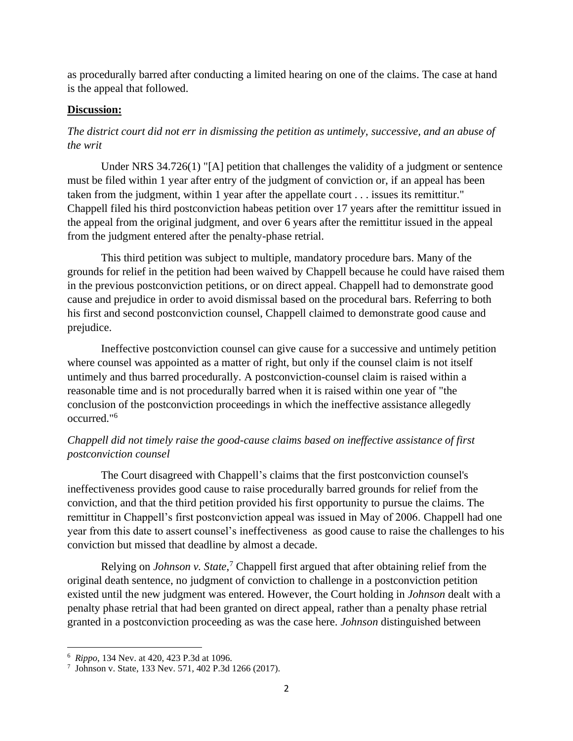as procedurally barred after conducting a limited hearing on one of the claims. The case at hand is the appeal that followed.

**Discussion:**

*The district court did not err in dismissing the petition as untimely, successive, and an abuse of the writ*

Under NRS 34.726(1) "[A] petition that challenges the validity of a judgment or sentence must be filed within 1 year after entry of the judgment of conviction or, if an appeal has been taken from the judgment, within 1 year after the appellate court . . . issues its remittitur." Chappell filed his third postconviction habeas petition over 17 years after the remittitur issued in the appeal from the original judgment, and over 6 years after the remittitur issued in the appeal from the judgment entered after the penalty-phase retrial.

This third petition was subject to multiple, mandatory procedure bars. Many of the grounds for relief in the petition had been waived by Chappell because he could have raised them in the previous postconviction petitions, or on direct appeal. Chappell had to demonstrate good cause and prejudice in order to avoid dismissal based on the procedural bars. Referring to both his first and second postconviction counsel, Chappell claimed to demonstrate good cause and prejudice.

Ineffective postconviction counsel can give cause for a successive and untimely petition where counsel was appointed as a matter of right, but only if the counsel claim is not itself untimely and thus barred procedurally. A postconviction-counsel claim is raised within a reasonable time and is not procedurally barred when it is raised within one year of "the conclusion of the postconviction proceedings in which the ineffective assistance allegedly occurred."[6]

*Chappell did not timely raise the good-cause claims based on ineffective assistance of first postconviction counsel*

The Court disagreed with Chappell's claims that the first postconviction counsel's ineffectiveness provides good cause to raise procedurally barred grounds for relief from the conviction, and that the third petition provided his first opportunity to pursue the claims. The remittitur in Chappell's first postconviction appeal was issued in May of 2006. Chappell had one year from this date to assert counsel's ineffectiveness as good cause to raise the challenges to his conviction but missed that deadline by almost a decade.

Relying on *Johnson v. State*,[7] Chappell first argued that after obtaining relief from the original death sentence, no judgment of conviction to challenge in a postconviction petition existed until the new judgment was entered. However, the Court holding in *Johnson* dealt with a penalty phase retrial that had been granted on direct appeal, rather than a penalty phase retrial granted in a postconviction proceeding as was the case here. *Johnson* distinguished between

---

[6] *Rippo*, 134 Nev. at 420, 423 P.3d at 1096.

[7] Johnson v. State, 133 Nev. 571, 402 P.3d 1266 (2017).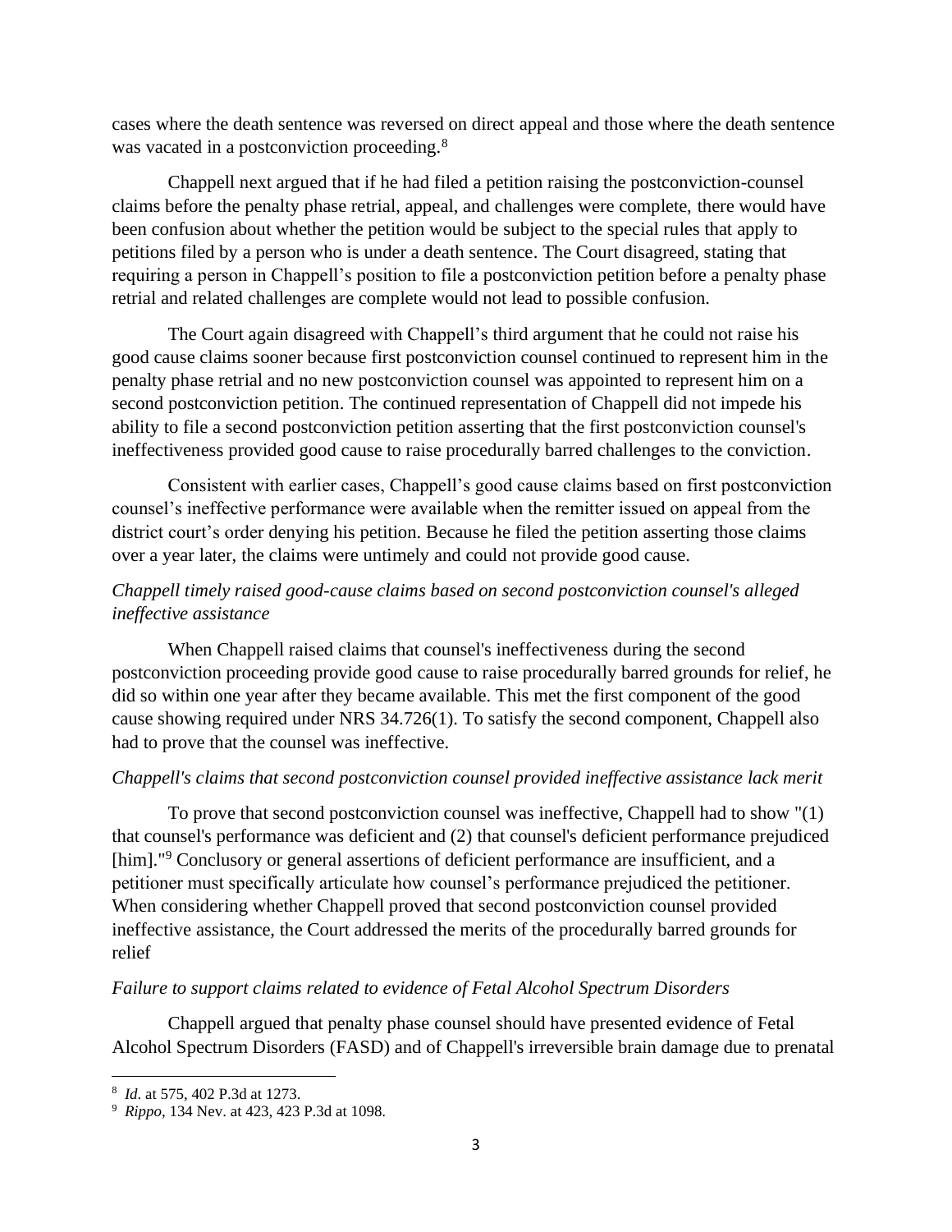cases where the death sentence was reversed on direct appeal and those where the death sentence was vacated in a postconviction proceeding.[8]

Chappell next argued that if he had filed a petition raising the postconviction-counsel claims before the penalty phase retrial, appeal, and challenges were complete, there would have been confusion about whether the petition would be subject to the special rules that apply to petitions filed by a person who is under a death sentence. The Court disagreed, stating that requiring a person in Chappell's position to file a postconviction petition before a penalty phase retrial and related challenges are complete would not lead to possible confusion.

The Court again disagreed with Chappell's third argument that he could not raise his good cause claims sooner because first postconviction counsel continued to represent him in the penalty phase retrial and no new postconviction counsel was appointed to represent him on a second postconviction petition. The continued representation of Chappell did not impede his ability to file a second postconviction petition asserting that the first postconviction counsel's ineffectiveness provided good cause to raise procedurally barred challenges to the conviction.

Consistent with earlier cases, Chappell's good cause claims based on first postconviction counsel's ineffective performance were available when the remitter issued on appeal from the district court's order denying his petition. Because he filed the petition asserting those claims over a year later, the claims were untimely and could not provide good cause.

*Chappell timely raised good-cause claims based on second postconviction counsel's alleged ineffective assistance*

When Chappell raised claims that counsel's ineffectiveness during the second postconviction proceeding provide good cause to raise procedurally barred grounds for relief, he did so within one year after they became available. This met the first component of the good cause showing required under NRS 34.726(1). To satisfy the second component, Chappell also had to prove that the counsel was ineffective.

*Chappell's claims that second postconviction counsel provided ineffective assistance lack merit*

To prove that second postconviction counsel was ineffective, Chappell had to show "(1) that counsel's performance was deficient and (2) that counsel's deficient performance prejudiced [him]."[9] Conclusory or general assertions of deficient performance are insufficient, and a petitioner must specifically articulate how counsel's performance prejudiced the petitioner. When considering whether Chappell proved that second postconviction counsel provided ineffective assistance, the Court addressed the merits of the procedurally barred grounds for relief

*Failure to support claims related to evidence of Fetal Alcohol Spectrum Disorders*

Chappell argued that penalty phase counsel should have presented evidence of Fetal Alcohol Spectrum Disorders (FASD) and of Chappell's irreversible brain damage due to prenatal

---

[8] *Id*. at 575, 402 P.3d at 1273.

[9] *Rippo*, 134 Nev. at 423, 423 P.3d at 1098.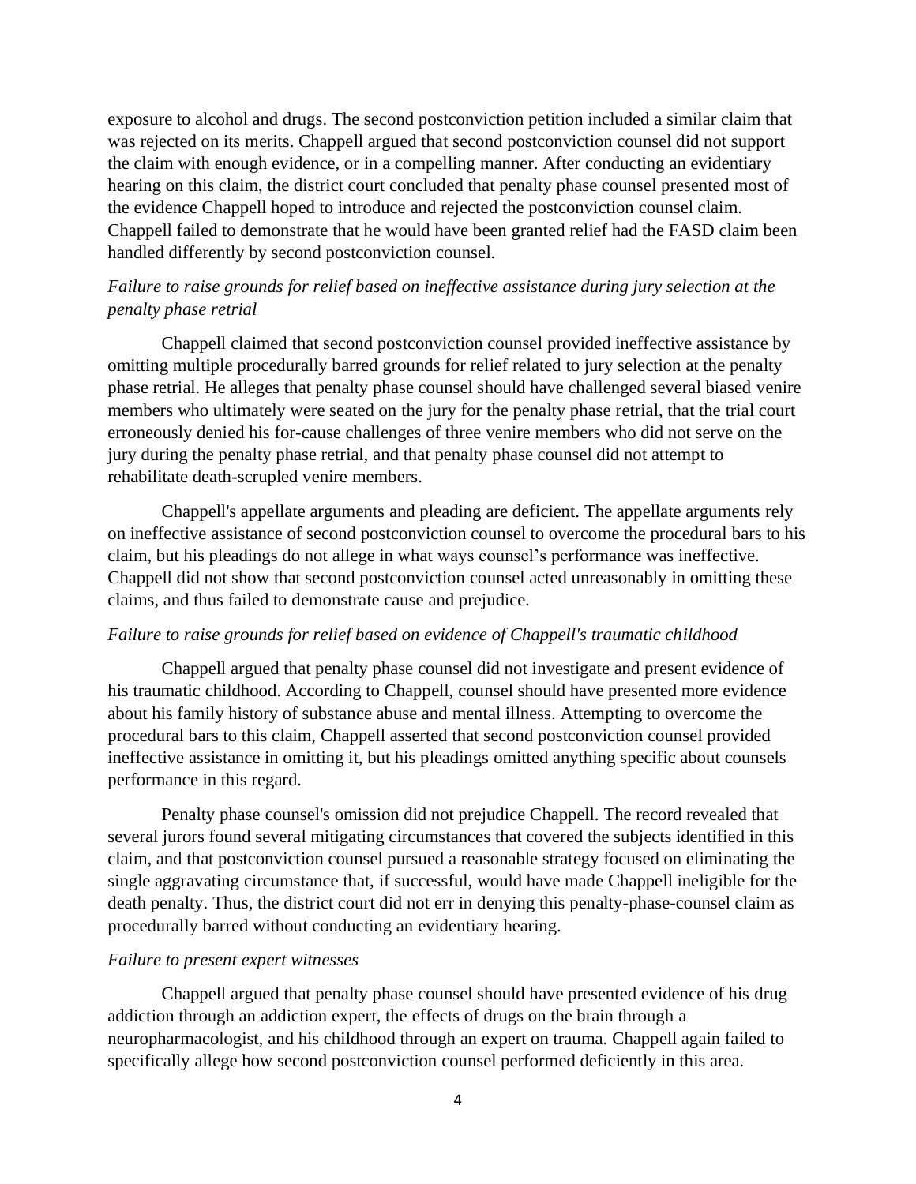exposure to alcohol and drugs. The second postconviction petition included a similar claim that was rejected on its merits. Chappell argued that second postconviction counsel did not support the claim with enough evidence, or in a compelling manner. After conducting an evidentiary hearing on this claim, the district court concluded that penalty phase counsel presented most of the evidence Chappell hoped to introduce and rejected the postconviction counsel claim. Chappell failed to demonstrate that he would have been granted relief had the FASD claim been handled differently by second postconviction counsel.

*Failure to raise grounds for relief based on ineffective assistance during jury selection at the penalty phase retrial*

Chappell claimed that second postconviction counsel provided ineffective assistance by omitting multiple procedurally barred grounds for relief related to jury selection at the penalty phase retrial. He alleges that penalty phase counsel should have challenged several biased venire members who ultimately were seated on the jury for the penalty phase retrial, that the trial court erroneously denied his for-cause challenges of three venire members who did not serve on the jury during the penalty phase retrial, and that penalty phase counsel did not attempt to rehabilitate death-scrupled venire members.

Chappell's appellate arguments and pleading are deficient. The appellate arguments rely on ineffective assistance of second postconviction counsel to overcome the procedural bars to his claim, but his pleadings do not allege in what ways counsel’s performance was ineffective. Chappell did not show that second postconviction counsel acted unreasonably in omitting these claims, and thus failed to demonstrate cause and prejudice.

*Failure to raise grounds for relief based on evidence of Chappell's traumatic childhood*

Chappell argued that penalty phase counsel did not investigate and present evidence of his traumatic childhood. According to Chappell, counsel should have presented more evidence about his family history of substance abuse and mental illness. Attempting to overcome the procedural bars to this claim, Chappell asserted that second postconviction counsel provided ineffective assistance in omitting it, but his pleadings omitted anything specific about counsels performance in this regard.

Penalty phase counsel's omission did not prejudice Chappell. The record revealed that several jurors found several mitigating circumstances that covered the subjects identified in this claim, and that postconviction counsel pursued a reasonable strategy focused on eliminating the single aggravating circumstance that, if successful, would have made Chappell ineligible for the death penalty. Thus, the district court did not err in denying this penalty-phase-counsel claim as procedurally barred without conducting an evidentiary hearing.

*Failure to present expert witnesses*

Chappell argued that penalty phase counsel should have presented evidence of his drug addiction through an addiction expert, the effects of drugs on the brain through a neuropharmacologist, and his childhood through an expert on trauma. Chappell again failed to specifically allege how second postconviction counsel performed deficiently in this area.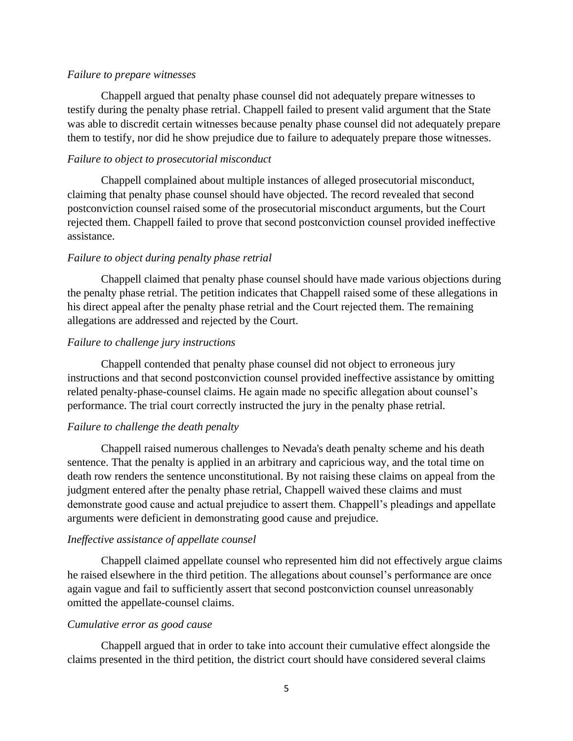*Failure to prepare witnesses*

Chappell argued that penalty phase counsel did not adequately prepare witnesses to testify during the penalty phase retrial. Chappell failed to present valid argument that the State was able to discredit certain witnesses because penalty phase counsel did not adequately prepare them to testify, nor did he show prejudice due to failure to adequately prepare those witnesses.

*Failure to object to prosecutorial misconduct*

Chappell complained about multiple instances of alleged prosecutorial misconduct, claiming that penalty phase counsel should have objected. The record revealed that second postconviction counsel raised some of the prosecutorial misconduct arguments, but the Court rejected them. Chappell failed to prove that second postconviction counsel provided ineffective assistance.

*Failure to object during penalty phase retrial*

Chappell claimed that penalty phase counsel should have made various objections during the penalty phase retrial. The petition indicates that Chappell raised some of these allegations in his direct appeal after the penalty phase retrial and the Court rejected them. The remaining allegations are addressed and rejected by the Court.

*Failure to challenge jury instructions*

Chappell contended that penalty phase counsel did not object to erroneous jury instructions and that second postconviction counsel provided ineffective assistance by omitting related penalty-phase-counsel claims. He again made no specific allegation about counsel's performance. The trial court correctly instructed the jury in the penalty phase retrial.

*Failure to challenge the death penalty*

Chappell raised numerous challenges to Nevada's death penalty scheme and his death sentence. That the penalty is applied in an arbitrary and capricious way, and the total time on death row renders the sentence unconstitutional. By not raising these claims on appeal from the judgment entered after the penalty phase retrial, Chappell waived these claims and must demonstrate good cause and actual prejudice to assert them. Chappell's pleadings and appellate arguments were deficient in demonstrating good cause and prejudice.

*Ineffective assistance of appellate counsel*

Chappell claimed appellate counsel who represented him did not effectively argue claims he raised elsewhere in the third petition. The allegations about counsel's performance are once again vague and fail to sufficiently assert that second postconviction counsel unreasonably omitted the appellate-counsel claims.

*Cumulative error as good cause*

Chappell argued that in order to take into account their cumulative effect alongside the claims presented in the third petition, the district court should have considered several claims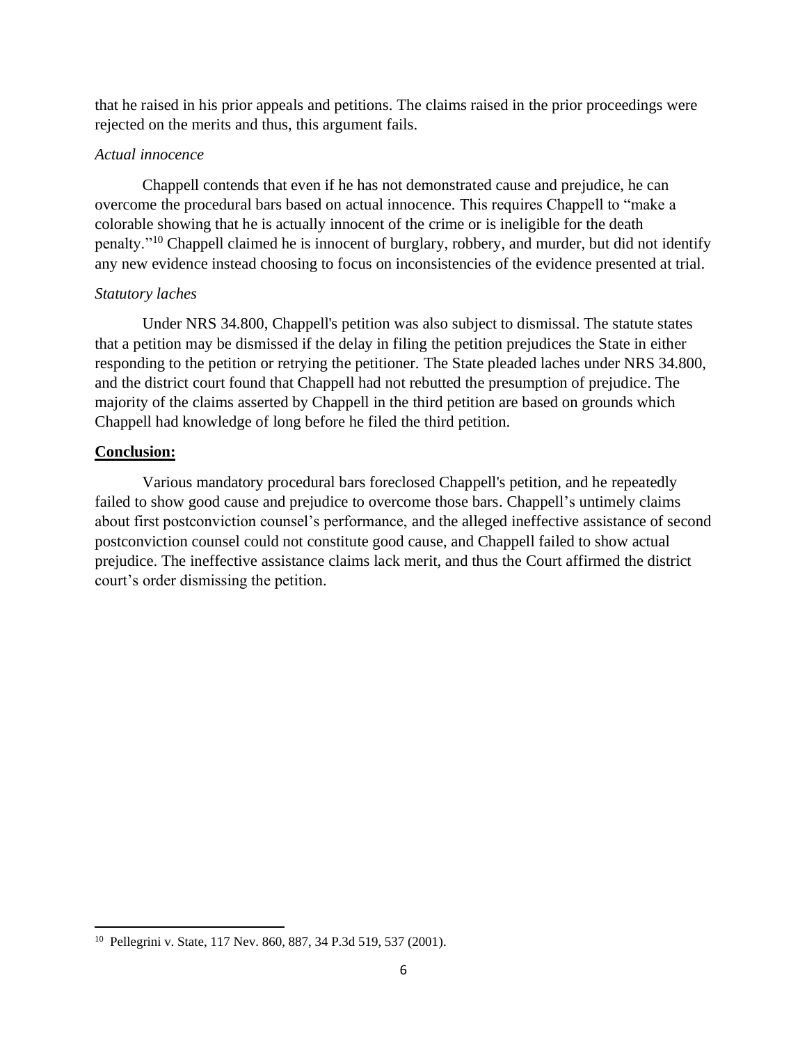that he raised in his prior appeals and petitions. The claims raised in the prior proceedings were rejected on the merits and thus, this argument fails.

*Actual innocence*

Chappell contends that even if he has not demonstrated cause and prejudice, he can overcome the procedural bars based on actual innocence. This requires Chappell to "make a colorable showing that he is actually innocent of the crime or is ineligible for the death penalty."[10] Chappell claimed he is innocent of burglary, robbery, and murder, but did not identify any new evidence instead choosing to focus on inconsistencies of the evidence presented at trial.

*Statutory laches*

Under NRS 34.800, Chappell's petition was also subject to dismissal. The statute states that a petition may be dismissed if the delay in filing the petition prejudices the State in either responding to the petition or retrying the petitioner. The State pleaded laches under NRS 34.800, and the district court found that Chappell had not rebutted the presumption of prejudice. The majority of the claims asserted by Chappell in the third petition are based on grounds which Chappell had knowledge of long before he filed the third petition.

**Conclusion:**

Various mandatory procedural bars foreclosed Chappell's petition, and he repeatedly failed to show good cause and prejudice to overcome those bars. Chappell's untimely claims about first postconviction counsel's performance, and the alleged ineffective assistance of second postconviction counsel could not constitute good cause, and Chappell failed to show actual prejudice. The ineffective assistance claims lack merit, and thus the Court affirmed the district court's order dismissing the petition.

---

[10] Pellegrini v. State, 117 Nev. 860, 887, 34 P.3d 519, 537 (2001).